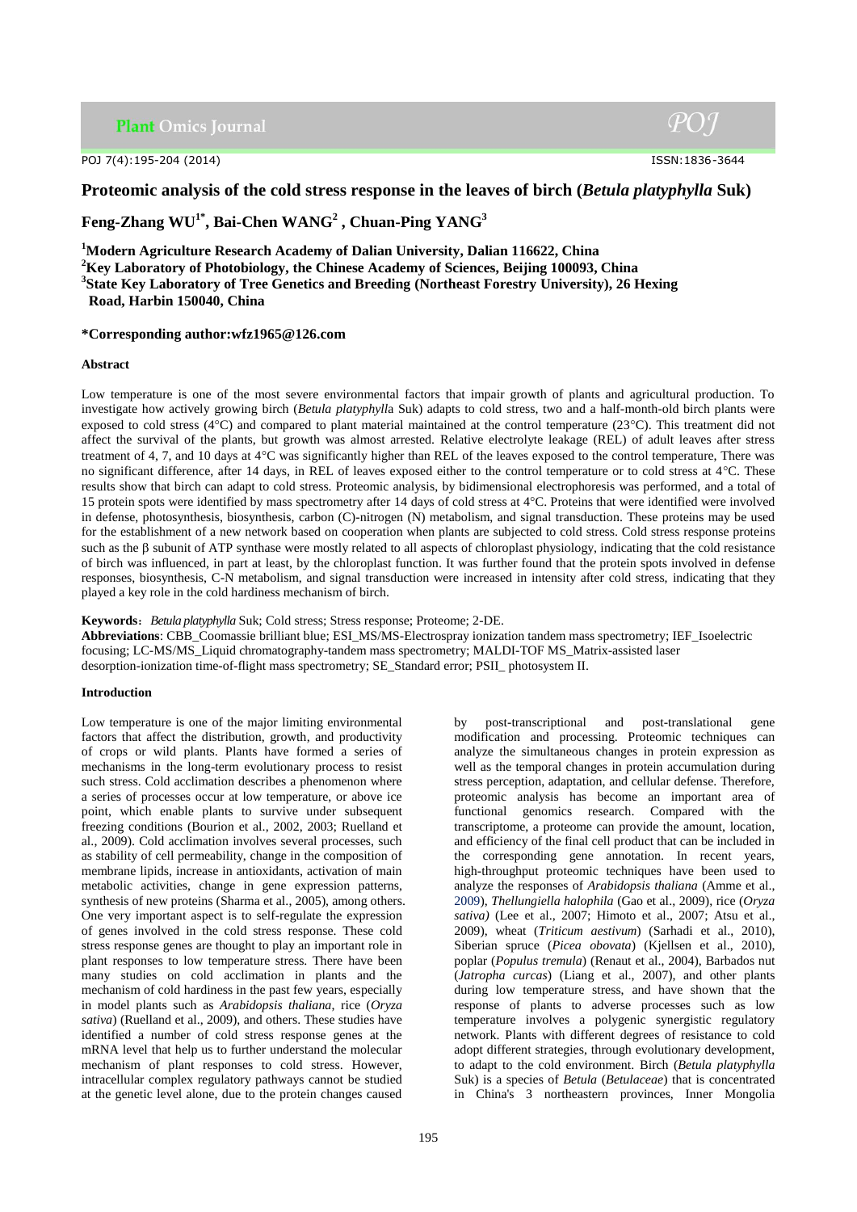# Proteomic analysis of the cold stress response in the leaves of birch (*Betula platyphylla* Suk)

**Feng-Zhang WU[1*], Bai-Chen WANG[2], Chuan-Ping YANG[3]**

[1]**Modern Agriculture Research Academy of Dalian University, Dalian 116622, China**
[2]**Key Laboratory of Photobiology, the Chinese Academy of Sciences, Beijing 100093, China**
[3]**State Key Laboratory of Tree Genetics and Breeding (Northeast Forestry University), 26 Hexing Road, Harbin 150040, China**

**\*Corresponding author:wfz1965@126.com**

## Abstract

Low temperature is one of the most severe environmental factors that impair growth of plants and agricultural production. To investigate how actively growing birch (*Betula platyphylla* Suk) adapts to cold stress, two and a half-month-old birch plants were exposed to cold stress (4°C) and compared to plant material maintained at the control temperature (23°C). This treatment did not affect the survival of the plants, but growth was almost arrested. Relative electrolyte leakage (REL) of adult leaves after stress treatment of 4, 7, and 10 days at 4°C was significantly higher than REL of the leaves exposed to the control temperature, There was no significant difference, after 14 days, in REL of leaves exposed either to the control temperature or to cold stress at 4°C. These results show that birch can adapt to cold stress. Proteomic analysis, by bidimensional electrophoresis was performed, and a total of 15 protein spots were identified by mass spectrometry after 14 days of cold stress at 4°C. Proteins that were identified were involved in defense, photosynthesis, biosynthesis, carbon (C)-nitrogen (N) metabolism, and signal transduction. These proteins may be used for the establishment of a new network based on cooperation when plants are subjected to cold stress. Cold stress response proteins such as the β subunit of ATP synthase were mostly related to all aspects of chloroplast physiology, indicating that the cold resistance of birch was influenced, in part at least, by the chloroplast function. It was further found that the protein spots involved in defense responses, biosynthesis, C-N metabolism, and signal transduction were increased in intensity after cold stress, indicating that they played a key role in the cold hardiness mechanism of birch.

**Keywords**: *Betula platyphylla* Suk; Cold stress; Stress response; Proteome; 2-DE.

**Abbreviations**: CBB_Coomassie brilliant blue; ESI_MS/MS-Electrospray ionization tandem mass spectrometry; IEF_Isoelectric focusing; LC-MS/MS_Liquid chromatography-tandem mass spectrometry; MALDI-TOF MS_Matrix-assisted laser desorption-ionization time-of-flight mass spectrometry; SE_Standard error; PSII_ photosystem II.

## Introduction

Low temperature is one of the major limiting environmental factors that affect the distribution, growth, and productivity of crops or wild plants. Plants have formed a series of mechanisms in the long-term evolutionary process to resist such stress. Cold acclimation describes a phenomenon where a series of processes occur at low temperature, or above ice point, which enable plants to survive under subsequent freezing conditions (Bourion et al., 2002, 2003; Ruelland et al., 2009). Cold acclimation involves several processes, such as stability of cell permeability, change in the composition of membrane lipids, increase in antioxidants, activation of main metabolic activities, change in gene expression patterns, synthesis of new proteins (Sharma et al., 2005), among others. One very important aspect is to self-regulate the expression of genes involved in the cold stress response. These cold stress response genes are thought to play an important role in plant responses to low temperature stress. There have been many studies on cold acclimation in plants and the mechanism of cold hardiness in the past few years, especially in model plants such as *Arabidopsis thaliana*, rice (*Oryza sativa*) (Ruelland et al., 2009), and others. These studies have identified a number of cold stress response genes at the mRNA level that help us to further understand the molecular mechanism of plant responses to cold stress. However, intracellular complex regulatory pathways cannot be studied at the genetic level alone, due to the protein changes caused by post-transcriptional and post-translational gene modification and processing. Proteomic techniques can analyze the simultaneous changes in protein expression as well as the temporal changes in protein accumulation during stress perception, adaptation, and cellular defense. Therefore, proteomic analysis has become an important area of functional genomics research. Compared with the transcriptome, a proteome can provide the amount, location, and efficiency of the final cell product that can be included in the corresponding gene annotation. In recent years, high-throughput proteomic techniques have been used to analyze the responses of *Arabidopsis thaliana* (Amme et al., 2009), *Thellungiella halophila* (Gao et al., 2009), rice (*Oryza sativa)* (Lee et al., 2007; Himoto et al., 2007; Atsu et al., 2009), wheat (*Triticum aestivum*) (Sarhadi et al., 2010), Siberian spruce (*Picea obovata*) (Kjellsen et al., 2010), poplar (*Populus tremula*) (Renaut et al., 2004), Barbados nut (*Jatropha curcas*) (Liang et al., 2007), and other plants during low temperature stress, and have shown that the response of plants to adverse processes such as low temperature involves a polygenic synergistic regulatory network. Plants with different degrees of resistance to cold adopt different strategies, through evolutionary development, to adapt to the cold environment. Birch (*Betula platyphylla* Suk) is a species of *Betula* (*Betulaceae*) that is concentrated in China's 3 northeastern provinces, Inner Mongolia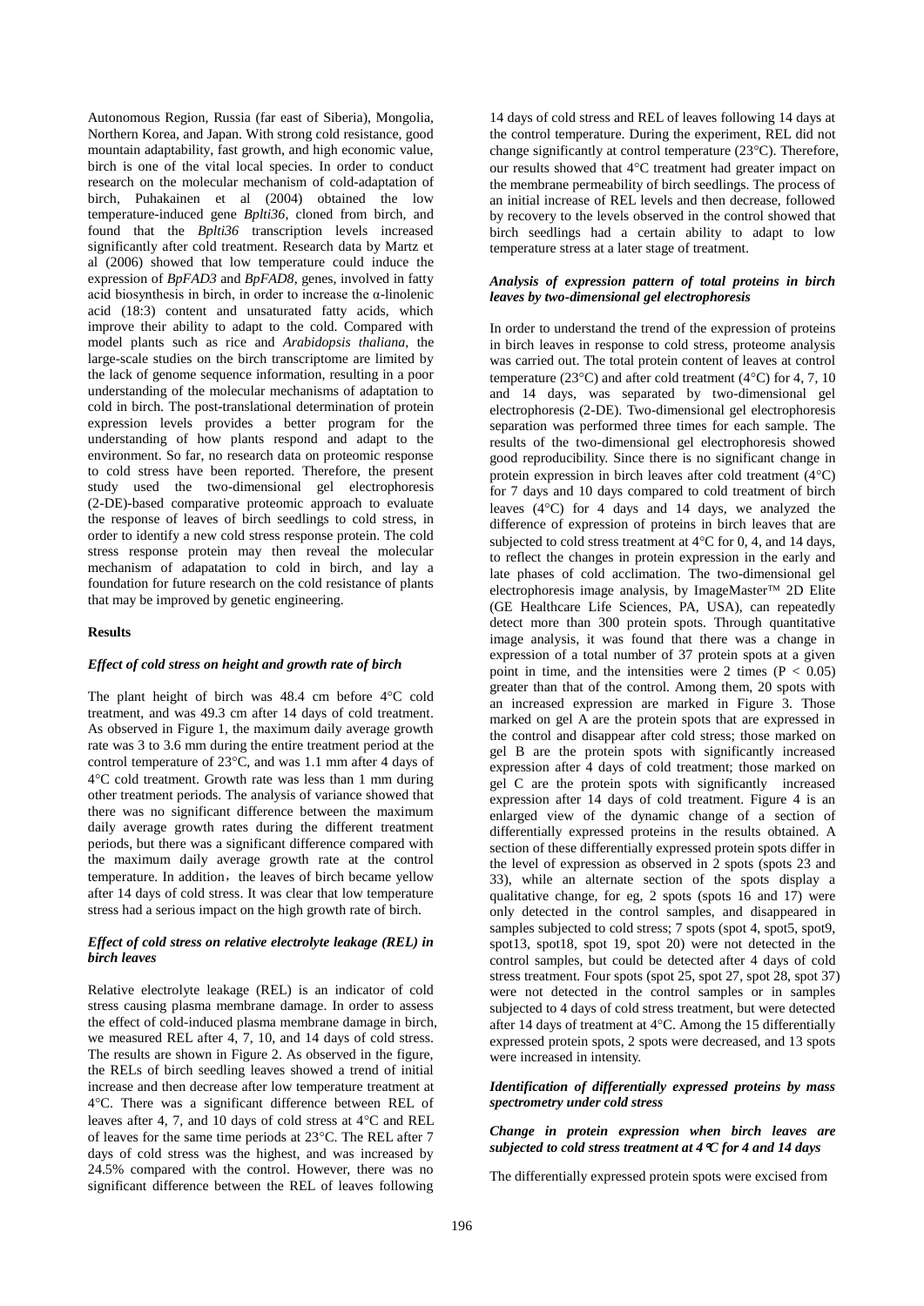Autonomous Region, Russia (far east of Siberia), Mongolia, Northern Korea, and Japan. With strong cold resistance, good mountain adaptability, fast growth, and high economic value, birch is one of the vital local species. In order to conduct research on the molecular mechanism of cold-adaptation of birch, Puhakainen et al (2004) obtained the low temperature-induced gene *Bplti36*, cloned from birch, and found that the *Bplti36* transcription levels increased significantly after cold treatment. Research data by Martz et al (2006) showed that low temperature could induce the expression of *BpFAD3* and *BpFAD8*, genes, involved in fatty acid biosynthesis in birch, in order to increase the α-linolenic acid (18:3) content and unsaturated fatty acids, which improve their ability to adapt to the cold. Compared with model plants such as rice and *Arabidopsis thaliana*, the large-scale studies on the birch transcriptome are limited by the lack of genome sequence information, resulting in a poor understanding of the molecular mechanisms of adaptation to cold in birch. The post-translational determination of protein expression levels provides a better program for the understanding of how plants respond and adapt to the environment. So far, no research data on proteomic response to cold stress have been reported. Therefore, the present study used the two-dimensional gel electrophoresis (2-DE)-based comparative proteomic approach to evaluate the response of leaves of birch seedlings to cold stress, in order to identify a new cold stress response protein. The cold stress response protein may then reveal the molecular mechanism of adapatation to cold in birch, and lay a foundation for future research on the cold resistance of plants that may be improved by genetic engineering.

## Results

### *Effect of cold stress on height and growth rate of birch*

The plant height of birch was 48.4 cm before 4°C cold treatment, and was 49.3 cm after 14 days of cold treatment. As observed in Figure 1, the maximum daily average growth rate was 3 to 3.6 mm during the entire treatment period at the control temperature of 23°C, and was 1.1 mm after 4 days of 4°C cold treatment. Growth rate was less than 1 mm during other treatment periods. The analysis of variance showed that there was no significant difference between the maximum daily average growth rates during the different treatment periods, but there was a significant difference compared with the maximum daily average growth rate at the control temperature. In addition，the leaves of birch became yellow after 14 days of cold stress. It was clear that low temperature stress had a serious impact on the high growth rate of birch.

### *Effect of cold stress on relative electrolyte leakage (REL) in birch leaves*

Relative electrolyte leakage (REL) is an indicator of cold stress causing plasma membrane damage. In order to assess the effect of cold-induced plasma membrane damage in birch, we measured REL after 4, 7, 10, and 14 days of cold stress. The results are shown in Figure 2. As observed in the figure, the RELs of birch seedling leaves showed a trend of initial increase and then decrease after low temperature treatment at 4°C. There was a significant difference between REL of leaves after 4, 7, and 10 days of cold stress at 4°C and REL of leaves for the same time periods at 23°C. The REL after 7 days of cold stress was the highest, and was increased by 24.5% compared with the control. However, there was no significant difference between the REL of leaves following 14 days of cold stress and REL of leaves following 14 days at the control temperature. During the experiment, REL did not change significantly at control temperature (23°C). Therefore, our results showed that 4°C treatment had greater impact on the membrane permeability of birch seedlings. The process of an initial increase of REL levels and then decrease, followed by recovery to the levels observed in the control showed that birch seedlings had a certain ability to adapt to low temperature stress at a later stage of treatment.

### *Analysis of expression pattern of total proteins in birch leaves by two-dimensional gel electrophoresis*

In order to understand the trend of the expression of proteins in birch leaves in response to cold stress, proteome analysis was carried out. The total protein content of leaves at control temperature (23°C) and after cold treatment (4°C) for 4, 7, 10 and 14 days, was separated by two-dimensional gel electrophoresis (2-DE). Two-dimensional gel electrophoresis separation was performed three times for each sample. The results of the two-dimensional gel electrophoresis showed good reproducibility. Since there is no significant change in protein expression in birch leaves after cold treatment (4°C) for 7 days and 10 days compared to cold treatment of birch leaves (4°C) for 4 days and 14 days, we analyzed the difference of expression of proteins in birch leaves that are subjected to cold stress treatment at 4°C for 0, 4, and 14 days, to reflect the changes in protein expression in the early and late phases of cold acclimation. The two-dimensional gel electrophoresis image analysis, by ImageMaster™ 2D Elite (GE Healthcare Life Sciences, PA, USA), can repeatedly detect more than 300 protein spots. Through quantitative image analysis, it was found that there was a change in expression of a total number of 37 protein spots at a given point in time, and the intensities were 2 times ($P < 0.05$) greater than that of the control. Among them, 20 spots with an increased expression are marked in Figure 3. Those marked on gel A are the protein spots that are expressed in the control and disappear after cold stress; those marked on gel B are the protein spots with significantly increased expression after 4 days of cold treatment; those marked on gel C are the protein spots with significantly increased expression after 14 days of cold treatment. Figure 4 is an enlarged view of the dynamic change of a section of differentially expressed proteins in the results obtained. A section of these differentially expressed protein spots differ in the level of expression as observed in 2 spots (spots 23 and 33), while an alternate section of the spots display a qualitative change, for eg, 2 spots (spots 16 and 17) were only detected in the control samples, and disappeared in samples subjected to cold stress; 7 spots (spot 4, spot5, spot9, spot13, spot18, spot 19, spot 20) were not detected in the control samples, but could be detected after 4 days of cold stress treatment. Four spots (spot 25, spot 27, spot 28, spot 37) were not detected in the control samples or in samples subjected to 4 days of cold stress treatment, but were detected after 14 days of treatment at 4°C. Among the 15 differentially expressed protein spots, 2 spots were decreased, and 13 spots were increased in intensity.

### *Identification of differentially expressed proteins by mass spectrometry under cold stress*

#### *Change in protein expression when birch leaves are subjected to cold stress treatment at 4°C for 4 and 14 days*

The differentially expressed protein spots were excised from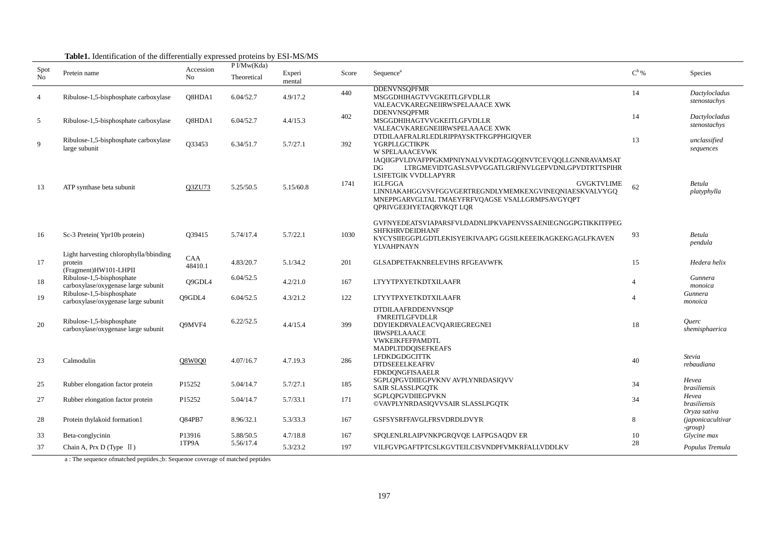**Table1.** Identification of the differentially expressed proteins by ESI-MS/MS

| Spot No | Pretein name | Accession No | P I/Mw(Kda) Theoretical | Experi mental | Score | Sequence[a] | C[b] % | Species |
|---|---|---|---|---|---|---|---|---|
| 4 | Ribulose-1,5-bisphosphate carboxylase | Q8HDA1 | 6.04/52.7 | 4.9/17.2 | 440 | DDENVNSQPFMR MSGGDHIHAGTVVGKEITLGFVDLLR VALEACVKAREGNEIIRWSPELAAACE XWK | 14 | *Dactylocladus stenostachys* |
| 5 | Ribulose-1,5-bisphosphate carboxylase | Q8HDA1 | 6.04/52.7 | 4.4/15.3 | 402 | DDENVNSQPFMR MSGGDHIHAGTVVGKEITLGFVDLLR VALEACVKAREGNEIIRWSPELAAACE XWK | 14 | *Dactylocladus stenostachys* |
| 9 | Ribulose-1,5-bisphosphate carboxylase large subunit | Q33453 | 6.34/51.7 | 5.7/27.1 | 392 | DTDILAAFRALRLEDLRIPPAYSKTFKGPPHGIQVER YGRPLLGCTIKPK W SPELAAACEVWK | 13 | *unclassified sequences* |
| 13 | ATP synthase beta subunit | Q3ZU73 | 5.25/50.5 | 5.15/60.8 | 1741 | IAQIIGPVLDVAFPPGKMPNIYNALVVKDTAGQQINVTCEVQQLLGNNRAVAMSAT DG LTRGMEVIDTGASLSVPVGGATLGRIFNVLGEPVDNLGPVDTRTTSPIHR LSIFETGIK VVDLLAPYRR IGLFGGA GVGKTVLIME LINNIAKAHGGVSVFGGVGERTREGNDLYMEMKEXGVINEQNIAESKVALVYGQ MNEPPGARVGLTAL TMAEYFRFVQAGSE VSALLGRMPSAVGYQPT QPRIVGEEHYETAQRVKQT LQR | 62 | *Betula platyphylla* |
| 16 | Sc-3 Pretein( Ypr10b protein) | Q39415 | 5.74/17.4 | 5.7/22.1 | 1030 | GVFNYEDEATSVIAPARSFVLDADNLIPKVAPENVSSAENIEGNGGPGTIKKITFPEG SHFKHRVDEIDHANF KYCYSIIEGGPLGDTLEKISYEIKIVAAPG GGSILKEEEIKAGKEKGAGLFKAVEN YLVAHPNAYN | 93 | *Betula pendula* |
| 17 | Light harvesting chlorophylla/bbinding protein (Fragment)HW101-LHPII | CAA 48410.1 | 4.83/20.7 | 5.1/34.2 | 201 | GLSADPETFAKNRELEVIHS RFGEAVWFK | 15 | *Hedera helix* |
| 18 | Ribulose-1,5-bisphosphate carboxylase/oxygenase large subunit | Q9GDL4 | 6.04/52.5 | 4.2/21.0 | 167 | LTYYTPXYETKDTXILAAFR | 4 | *Gunnera monoica* |
| 19 | Ribulose-1,5-bisphosphate carboxylase/oxygenase large subunit | Q9GDL4 | 6.04/52.5 | 4.3/21.2 | 122 | LTYYTPXYETKDTXILAAFR | 4 | *Gunnera monoica* |
| 20 | Ribulose-1,5-bisphosphate carboxylase/oxygenase large subunit | Q9MVF4 | 6.22/52.5 | 4.4/15.4 | 399 | DTDILAAFRDDENVNSQP FMREITLGFVDLLR DDYIEKDRVALEACVQARIEGREGNEI IRWSPELAAACE VWKEIKFEFPAMDTL | 18 | *Querc shemisphaerica* |
| 23 | Calmodulin | Q8W0Q0 | 4.07/16.7 | 4.7.19.3 | 286 | MADPLTDDQISEFKEAFS LFDKDGDGCITTK DTDSEEELKEAFRV FDKDQNGFISAAELR | 40 | *Stevia rebaudiana* |
| 25 | Rubber elongation factor protein | P15252 | 5.04/14.7 | 5.7/27.1 | 185 | SGPLQPGVDIIEGPVKNV AVPLYNRDASIQVV SAIR SLASSLPGQTK | 34 | *Hevea brasiliensis* |
| 27 | Rubber elongation factor protein | P15252 | 5.04/14.7 | 5.7/33.1 | 171 | SGPLQPGVDIIEGPVKN ©VAVPLYNRDASIQVVSAIR SLASSLPGQTK | 34 | *Hevea brasiliensis* |
| 28 | Protein thylakoid formation1 | Q84PB7 | 8.96/32.1 | 5.3/33.3 | 167 | GSFSYSRFFAVGLFRSVDRDLDVYR | 8 | *Oryza sativa (japonicacultivar -group)* |
| 33 | Beta-conglycinin | P13916 | 5.88/50.5 | 4.7/18.8 | 167 | SPQLENLRLAIPVNKPGRQVQE LAFPGSAQDV ER | 10 | *Glycine max* |
| 37 | Chain A, Prx D (Type Ⅱ) | 1TP9A | 5.56/17.4 | 5.3/23.2 | 197 | VILFGVPGAFTPTCSLKGVTEILCISVNDPFVMKRFALLVDDLKV | 28 | *Populus Tremula* |

a : The sequence ofmatched peptides.;b: Sequenoe coverage of matched peptides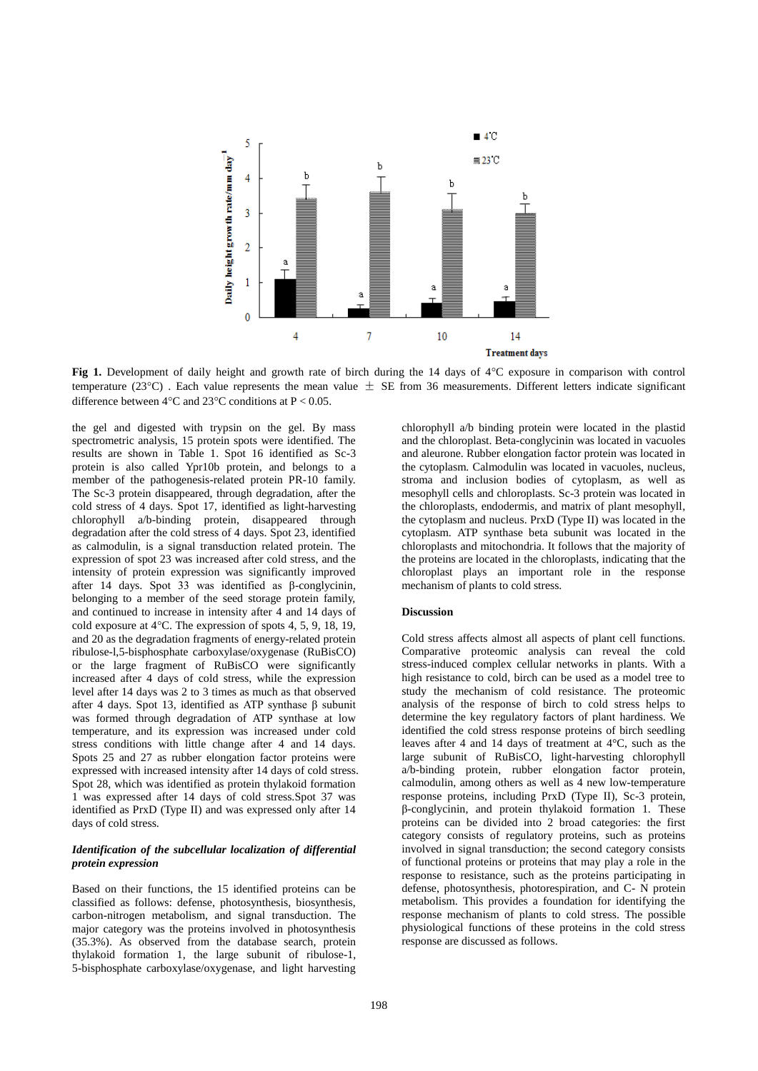**Fig 1.** Development of daily height and growth rate of birch during the 14 days of 4°C exposure in comparison with control temperature (23°C) . Each value represents the mean value ± SE from 36 measurements. Different letters indicate significant difference between 4°C and 23°C conditions at P < 0.05.

the gel and digested with trypsin on the gel. By mass spectrometric analysis, 15 protein spots were identified. The results are shown in Table 1. Spot 16 identified as Sc-3 protein is also called Ypr10b protein, and belongs to a member of the pathogenesis-related protein PR-10 family. The Sc-3 protein disappeared, through degradation, after the cold stress of 4 days. Spot 17, identified as light-harvesting chlorophyll a/b-binding protein, disappeared through degradation after the cold stress of 4 days. Spot 23, identified as calmodulin, is a signal transduction related protein. The expression of spot 23 was increased after cold stress, and the intensity of protein expression was significantly improved after 14 days. Spot 33 was identified as β-conglycinin, belonging to a member of the seed storage protein family, and continued to increase in intensity after 4 and 14 days of cold exposure at 4°C. The expression of spots 4, 5, 9, 18, 19, and 20 as the degradation fragments of energy-related protein ribulose-l,5-bisphosphate carboxylase/oxygenase (RuBisCO) or the large fragment of RuBisCO were significantly increased after 4 days of cold stress, while the expression level after 14 days was 2 to 3 times as much as that observed after 4 days. Spot 13, identified as ATP synthase β subunit was formed through degradation of ATP synthase at low temperature, and its expression was increased under cold stress conditions with little change after 4 and 14 days. Spots 25 and 27 as rubber elongation factor proteins were expressed with increased intensity after 14 days of cold stress. Spot 28, which was identified as protein thylakoid formation 1 was expressed after 14 days of cold stress.Spot 37 was identified as PrxD (Type II) and was expressed only after 14 days of cold stress.

### *Identification of the subcellular localization of differential protein expression*

Based on their functions, the 15 identified proteins can be classified as follows: defense, photosynthesis, biosynthesis, carbon-nitrogen metabolism, and signal transduction. The major category was the proteins involved in photosynthesis (35.3%). As observed from the database search, protein thylakoid formation 1, the large subunit of ribulose-1, 5-bisphosphate carboxylase/oxygenase, and light harvesting chlorophyll a/b binding protein were located in the plastid and the chloroplast. Beta-conglycinin was located in vacuoles and aleurone. Rubber elongation factor protein was located in the cytoplasm. Calmodulin was located in vacuoles, nucleus, stroma and inclusion bodies of cytoplasm, as well as mesophyll cells and chloroplasts. Sc-3 protein was located in the chloroplasts, endodermis, and matrix of plant mesophyll, the cytoplasm and nucleus. PrxD (Type II) was located in the cytoplasm. ATP synthase beta subunit was located in the chloroplasts and mitochondria. It follows that the majority of the proteins are located in the chloroplasts, indicating that the chloroplast plays an important role in the response mechanism of plants to cold stress.

## Discussion

Cold stress affects almost all aspects of plant cell functions. Comparative proteomic analysis can reveal the cold stress-induced complex cellular networks in plants. With a high resistance to cold, birch can be used as a model tree to study the mechanism of cold resistance. The proteomic analysis of the response of birch to cold stress helps to determine the key regulatory factors of plant hardiness. We identified the cold stress response proteins of birch seedling leaves after 4 and 14 days of treatment at 4°C, such as the large subunit of RuBisCO, light-harvesting chlorophyll a/b-binding protein, rubber elongation factor protein, calmodulin, among others as well as 4 new low-temperature response proteins, including PrxD (Type II), Sc-3 protein, β-conglycinin, and protein thylakoid formation 1. These proteins can be divided into 2 broad categories: the first category consists of regulatory proteins, such as proteins involved in signal transduction; the second category consists of functional proteins or proteins that may play a role in the response to resistance, such as the proteins participating in defense, photosynthesis, photorespiration, and C- N protein metabolism. This provides a foundation for identifying the response mechanism of plants to cold stress. The possible physiological functions of these proteins in the cold stress response are discussed as follows.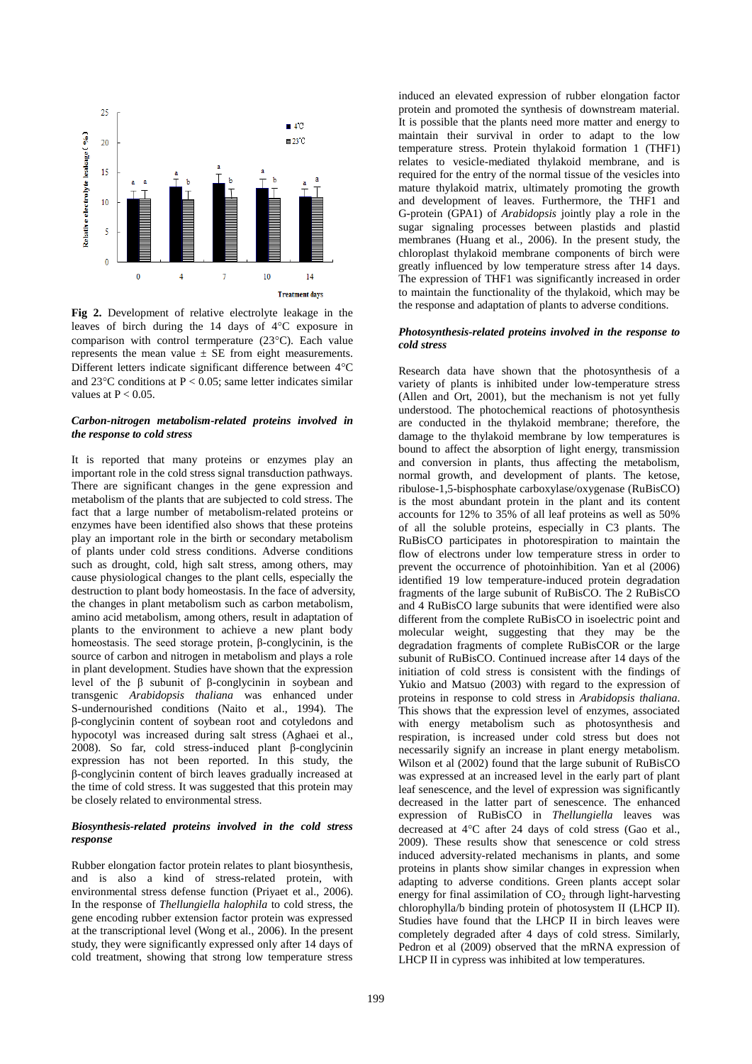**Fig 2.** Development of relative electrolyte leakage in the leaves of birch during the 14 days of 4°C exposure in comparison with control termperature (23°C). Each value represents the mean value ± SE from eight measurements. Different letters indicate significant difference between 4°C and 23°C conditions at P < 0.05; same letter indicates similar values at P < 0.05.

### *Carbon-nitrogen metabolism-related proteins involved in the response to cold stress*

It is reported that many proteins or enzymes play an important role in the cold stress signal transduction pathways. There are significant changes in the gene expression and metabolism of the plants that are subjected to cold stress. The fact that a large number of metabolism-related proteins or enzymes have been identified also shows that these proteins play an important role in the birth or secondary metabolism of plants under cold stress conditions. Adverse conditions such as drought, cold, high salt stress, among others, may cause physiological changes to the plant cells, especially the destruction to plant body homeostasis. In the face of adversity, the changes in plant metabolism such as carbon metabolism, amino acid metabolism, among others, result in adaptation of plants to the environment to achieve a new plant body homeostasis. The seed storage protein, β-conglycinin, is the source of carbon and nitrogen in metabolism and plays a role in plant development. Studies have shown that the expression level of the β subunit of β-conglycinin in soybean and transgenic *Arabidopsis thaliana* was enhanced under S-undernourished conditions (Naito et al., 1994). The β-conglycinin content of soybean root and cotyledons and hypocotyl was increased during salt stress (Aghaei et al., 2008). So far, cold stress-induced plant β-conglycinin expression has not been reported. In this study, the β-conglycinin content of birch leaves gradually increased at the time of cold stress. It was suggested that this protein may be closely related to environmental stress.

### *Biosynthesis-related proteins involved in the cold stress response*

Rubber elongation factor protein relates to plant biosynthesis, and is also a kind of stress-related protein, with environmental stress defense function (Priyaet et al., 2006). In the response of *Thellungiella halophila* to cold stress, the gene encoding rubber extension factor protein was expressed at the transcriptional level (Wong et al., 2006). In the present study, they were significantly expressed only after 14 days of cold treatment, showing that strong low temperature stress induced an elevated expression of rubber elongation factor protein and promoted the synthesis of downstream material. It is possible that the plants need more matter and energy to maintain their survival in order to adapt to the low temperature stress. Protein thylakoid formation 1 (THF1) relates to vesicle-mediated thylakoid membrane, and is required for the entry of the normal tissue of the vesicles into mature thylakoid matrix, ultimately promoting the growth and development of leaves. Furthermore, the THF1 and G-protein (GPA1) of *Arabidopsis* jointly play a role in the sugar signaling processes between plastids and plastid membranes (Huang et al., 2006). In the present study, the chloroplast thylakoid membrane components of birch were greatly influenced by low temperature stress after 14 days. The expression of THF1 was significantly increased in order to maintain the functionality of the thylakoid, which may be the response and adaptation of plants to adverse conditions.

### *Photosynthesis-related proteins involved in the response to cold stress*

Research data have shown that the photosynthesis of a variety of plants is inhibited under low-temperature stress (Allen and Ort, 2001), but the mechanism is not yet fully understood. The photochemical reactions of photosynthesis are conducted in the thylakoid membrane; therefore, the damage to the thylakoid membrane by low temperatures is bound to affect the absorption of light energy, transmission and conversion in plants, thus affecting the metabolism, normal growth, and development of plants. The ketose, ribulose-1,5-bisphosphate carboxylase/oxygenase (RuBisCO) is the most abundant protein in the plant and its content accounts for 12% to 35% of all leaf proteins as well as 50% of all the soluble proteins, especially in C3 plants. The RuBisCO participates in photorespiration to maintain the flow of electrons under low temperature stress in order to prevent the occurrence of photoinhibition. Yan et al (2006) identified 19 low temperature-induced protein degradation fragments of the large subunit of RuBisCO. The 2 RuBisCO and 4 RuBisCO large subunits that were identified were also different from the complete RuBisCO in isoelectric point and molecular weight, suggesting that they may be the degradation fragments of complete RuBisCOR or the large subunit of RuBisCO. Continued increase after 14 days of the initiation of cold stress is consistent with the findings of Yukio and Matsuo (2003) with regard to the expression of proteins in response to cold stress in *Arabidopsis thaliana*. This shows that the expression level of enzymes, associated with energy metabolism such as photosynthesis and respiration, is increased under cold stress but does not necessarily signify an increase in plant energy metabolism. Wilson et al (2002) found that the large subunit of RuBisCO was expressed at an increased level in the early part of plant leaf senescence, and the level of expression was significantly decreased in the latter part of senescence. The enhanced expression of RuBisCO in *Thellungiella* leaves was decreased at 4°C after 24 days of cold stress (Gao et al., 2009). These results show that senescence or cold stress induced adversity-related mechanisms in plants, and some proteins in plants show similar changes in expression when adapting to adverse conditions. Green plants accept solar energy for final assimilation of $CO_2$ through light-harvesting chlorophylla/b binding protein of photosystem II (LHCP II). Studies have found that the LHCP II in birch leaves were completely degraded after 4 days of cold stress. Similarly, Pedron et al (2009) observed that the mRNA expression of LHCP II in cypress was inhibited at low temperatures.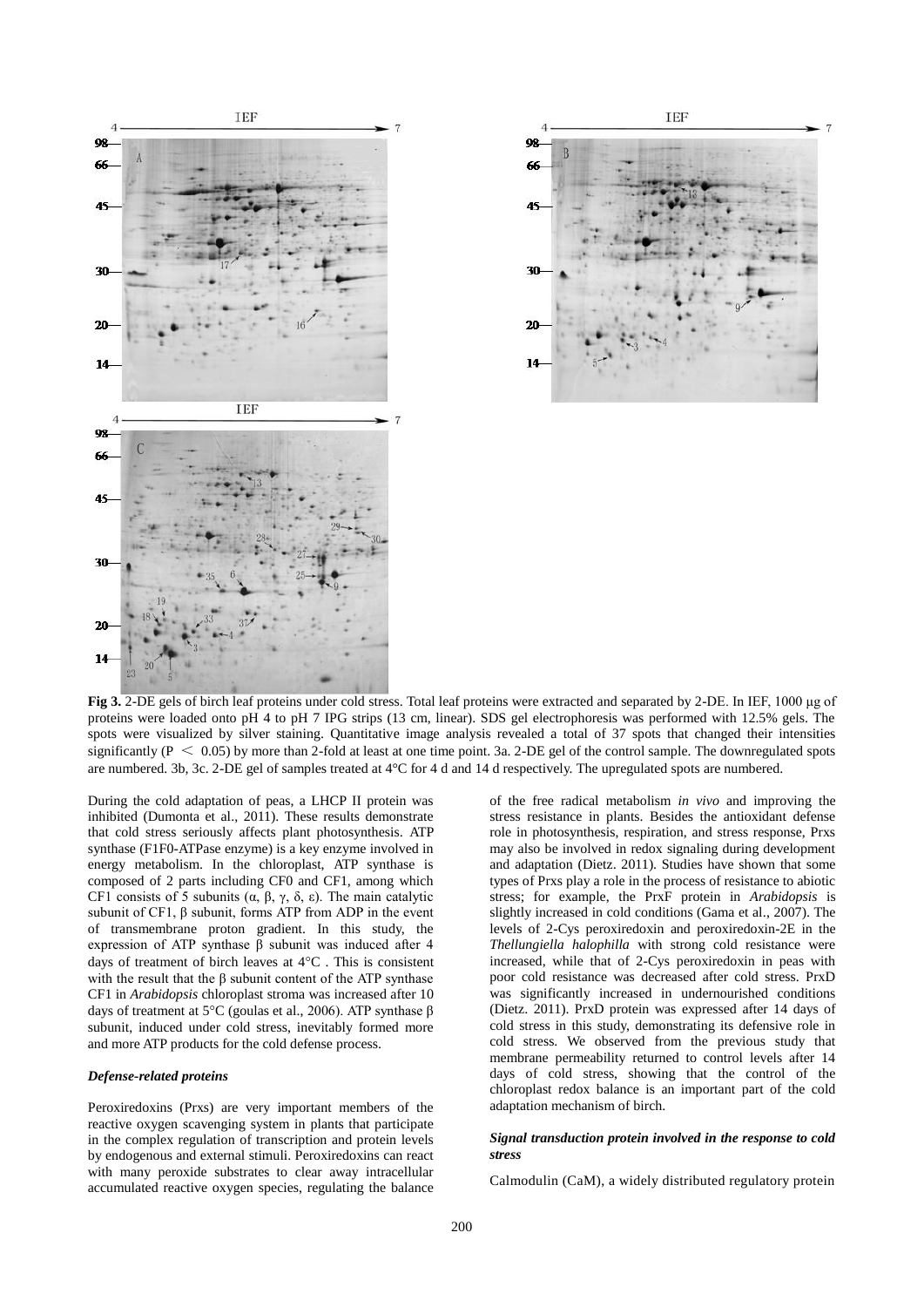**Fig 3.** 2-DE gels of birch leaf proteins under cold stress. Total leaf proteins were extracted and separated by 2-DE. In IEF, 1000 μg of proteins were loaded onto pH 4 to pH 7 IPG strips (13 cm, linear). SDS gel electrophoresis was performed with 12.5% gels. The spots were visualized by silver staining. Quantitative image analysis revealed a total of 37 spots that changed their intensities significantly ($P < 0.05$) by more than 2-fold at least at one time point. 3a. 2-DE gel of the control sample. The downregulated spots are numbered. 3b, 3c. 2-DE gel of samples treated at 4°C for 4 d and 14 d respectively. The upregulated spots are numbered.

During the cold adaptation of peas, a LHCP II protein was inhibited (Dumonta et al., 2011). These results demonstrate that cold stress seriously affects plant photosynthesis. ATP synthase (F1F0-ATPase enzyme) is a key enzyme involved in energy metabolism. In the chloroplast, ATP synthase is composed of 2 parts including CF0 and CF1, among which CF1 consists of 5 subunits (α, β, γ, δ, ε). The main catalytic subunit of CF1, β subunit, forms ATP from ADP in the event of transmembrane proton gradient. In this study, the expression of ATP synthase β subunit was induced after 4 days of treatment of birch leaves at 4°C . This is consistent with the result that the β subunit content of the ATP synthase CF1 in *Arabidopsis* chloroplast stroma was increased after 10 days of treatment at 5°C (goulas et al., 2006). ATP synthase β subunit, induced under cold stress, inevitably formed more and more ATP products for the cold defense process.

### *Defense-related proteins*

Peroxiredoxins (Prxs) are very important members of the reactive oxygen scavenging system in plants that participate in the complex regulation of transcription and protein levels by endogenous and external stimuli. Peroxiredoxins can react with many peroxide substrates to clear away intracellular accumulated reactive oxygen species, regulating the balance of the free radical metabolism *in vivo* and improving the stress resistance in plants. Besides the antioxidant defense role in photosynthesis, respiration, and stress response, Prxs may also be involved in redox signaling during development and adaptation (Dietz. 2011). Studies have shown that some types of Prxs play a role in the process of resistance to abiotic stress; for example, the PrxF protein in *Arabidopsis* is slightly increased in cold conditions (Gama et al., 2007). The levels of 2-Cys peroxiredoxin and peroxiredoxin-2E in the *Thellungiella halophilla* with strong cold resistance were increased, while that of 2-Cys peroxiredoxin in peas with poor cold resistance was decreased after cold stress. PrxD was significantly increased in undernourished conditions (Dietz. 2011). PrxD protein was expressed after 14 days of cold stress in this study, demonstrating its defensive role in cold stress. We observed from the previous study that membrane permeability returned to control levels after 14 days of cold stress, showing that the control of the chloroplast redox balance is an important part of the cold adaptation mechanism of birch.

### *Signal transduction protein involved in the response to cold stress*

Calmodulin (CaM), a widely distributed regulatory protein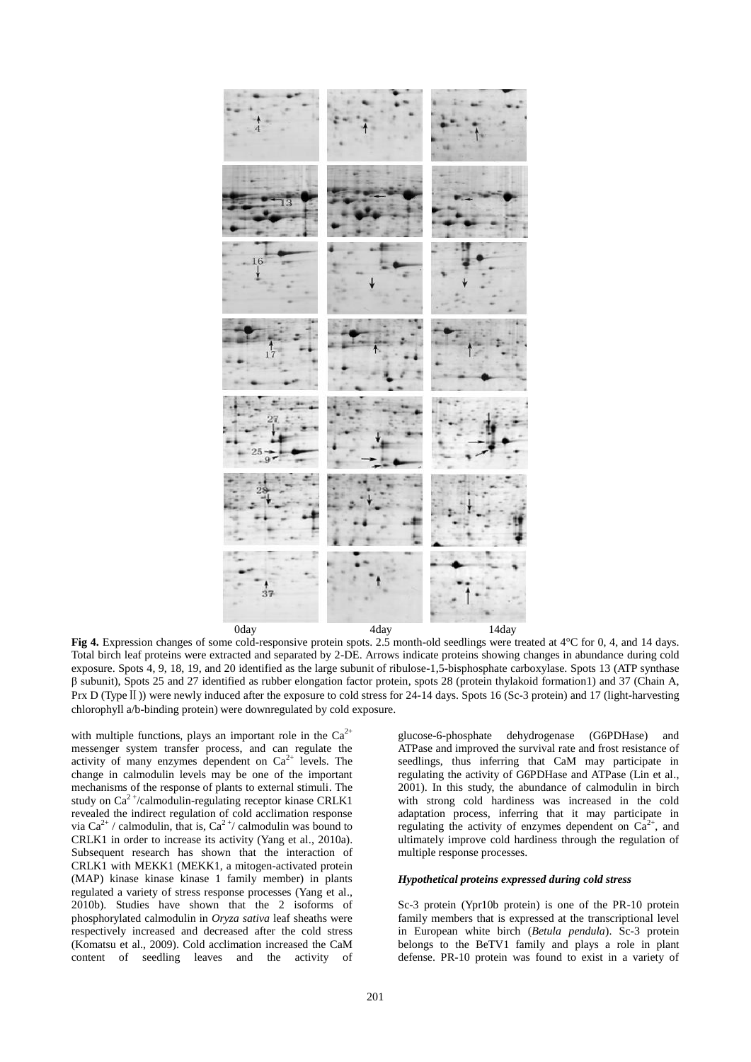**Fig 4.** Expression changes of some cold-responsive protein spots. 2.5 month-old seedlings were treated at 4°C for 0, 4, and 14 days. Total birch leaf proteins were extracted and separated by 2-DE. Arrows indicate proteins showing changes in abundance during cold exposure. Spots 4, 9, 18, 19, and 20 identified as the large subunit of ribulose-1,5-bisphosphate carboxylase. Spots 13 (ATP synthase β subunit), Spots 25 and 27 identified as rubber elongation factor protein, spots 28 (protein thylakoid formation1) and 37 (Chain A, Prx D (Type Ⅱ)) were newly induced after the exposure to cold stress for 24-14 days. Spots 16 (Sc-3 protein) and 17 (light-harvesting chlorophyll a/b-binding protein) were downregulated by cold exposure.

with multiple functions, plays an important role in the $Ca^{2+}$ messenger system transfer process, and can regulate the activity of many enzymes dependent on $Ca^{2+}$ levels. The change in calmodulin levels may be one of the important mechanisms of the response of plants to external stimuli. The study on $Ca^{2+}$/calmodulin-regulating receptor kinase CRLK1 revealed the indirect regulation of cold acclimation response via $Ca^{2+}$ / calmodulin, that is, $Ca^{2+}$/ calmodulin was bound to CRLK1 in order to increase its activity (Yang et al., 2010a). Subsequent research has shown that the interaction of CRLK1 with MEKK1 (MEKK1, a mitogen-activated protein (MAP) kinase kinase kinase 1 family member) in plants regulated a variety of stress response processes (Yang et al., 2010b). Studies have shown that the 2 isoforms of phosphorylated calmodulin in *Oryza sativa* leaf sheaths were respectively increased and decreased after the cold stress (Komatsu et al., 2009). Cold acclimation increased the CaM content of seedling leaves and the activity of glucose-6-phosphate dehydrogenase (G6PDHase) and ATPase and improved the survival rate and frost resistance of seedlings, thus inferring that CaM may participate in regulating the activity of G6PDHase and ATPase (Lin et al., 2001). In this study, the abundance of calmodulin in birch with strong cold hardiness was increased in the cold adaptation process, inferring that it may participate in regulating the activity of enzymes dependent on $Ca^{2+}$, and ultimately improve cold hardiness through the regulation of multiple response processes.

### *Hypothetical proteins expressed during cold stress*

Sc-3 protein (Ypr10b protein) is one of the PR-10 protein family members that is expressed at the transcriptional level in European white birch (*Betula pendula*). Sc-3 protein belongs to the BeTV1 family and plays a role in plant defense. PR-10 protein was found to exist in a variety of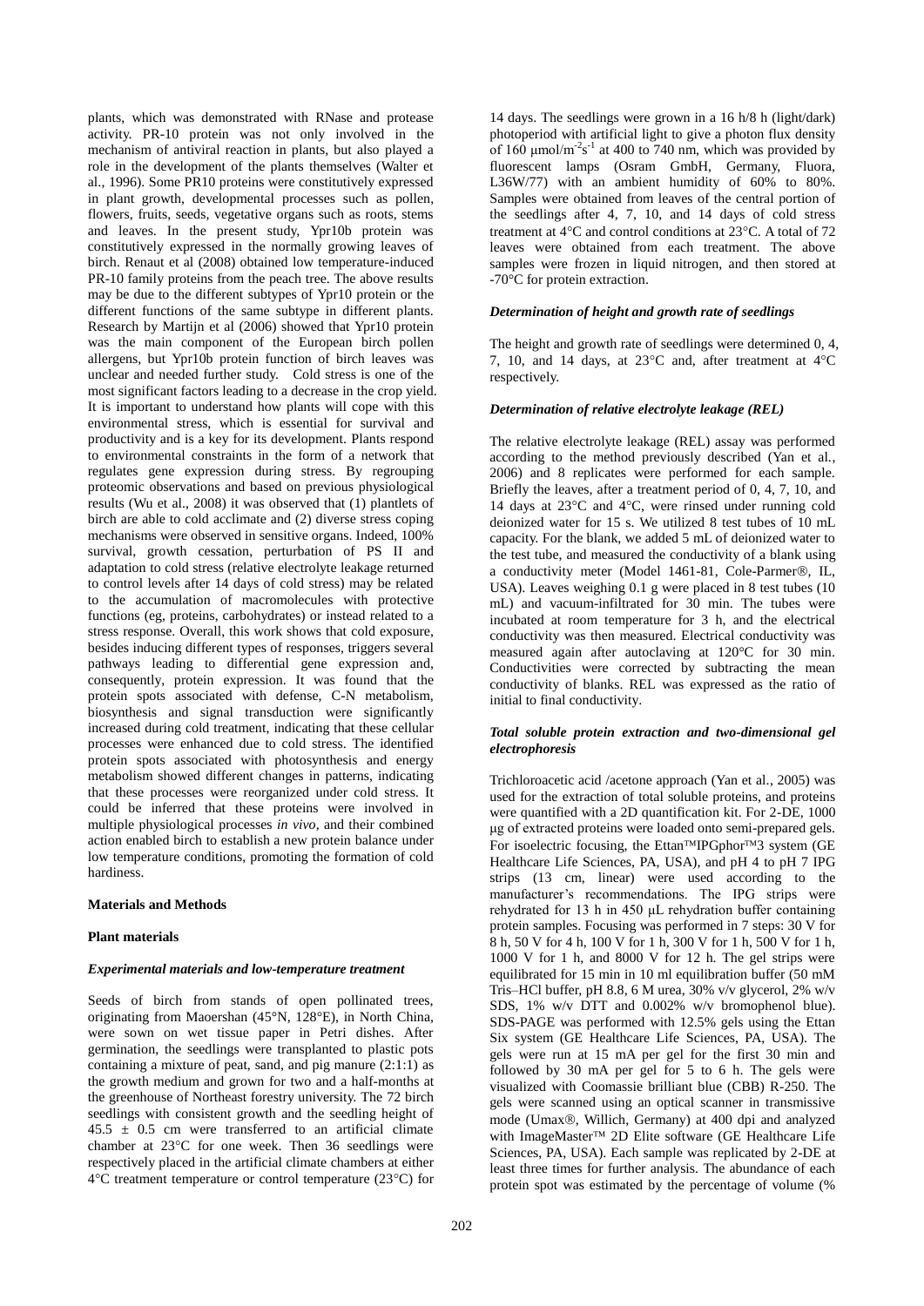plants, which was demonstrated with RNase and protease activity. PR-10 protein was not only involved in the mechanism of antiviral reaction in plants, but also played a role in the development of the plants themselves (Walter et al., 1996). Some PR10 proteins were constitutively expressed in plant growth, developmental processes such as pollen, flowers, fruits, seeds, vegetative organs such as roots, stems and leaves. In the present study, Ypr10b protein was constitutively expressed in the normally growing leaves of birch. Renaut et al (2008) obtained low temperature-induced PR-10 family proteins from the peach tree. The above results may be due to the different subtypes of Ypr10 protein or the different functions of the same subtype in different plants. Research by Martijn et al (2006) showed that Ypr10 protein was the main component of the European birch pollen allergens, but Ypr10b protein function of birch leaves was unclear and needed further study. Cold stress is one of the most significant factors leading to a decrease in the crop yield. It is important to understand how plants will cope with this environmental stress, which is essential for survival and productivity and is a key for its development. Plants respond to environmental constraints in the form of a network that regulates gene expression during stress. By regrouping proteomic observations and based on previous physiological results (Wu et al., 2008) it was observed that (1) plantlets of birch are able to cold acclimate and (2) diverse stress coping mechanisms were observed in sensitive organs. Indeed, 100% survival, growth cessation, perturbation of PS II and adaptation to cold stress (relative electrolyte leakage returned to control levels after 14 days of cold stress) may be related to the accumulation of macromolecules with protective functions (eg, proteins, carbohydrates) or instead related to a stress response. Overall, this work shows that cold exposure, besides inducing different types of responses, triggers several pathways leading to differential gene expression and, consequently, protein expression. It was found that the protein spots associated with defense, C-N metabolism, biosynthesis and signal transduction were significantly increased during cold treatment, indicating that these cellular processes were enhanced due to cold stress. The identified protein spots associated with photosynthesis and energy metabolism showed different changes in patterns, indicating that these processes were reorganized under cold stress. It could be inferred that these proteins were involved in multiple physiological processes *in vivo*, and their combined action enabled birch to establish a new protein balance under low temperature conditions, promoting the formation of cold hardiness.

## Materials and Methods

### Plant materials

#### *Experimental materials and low-temperature treatment*

Seeds of birch from stands of open pollinated trees, originating from Maoershan (45°N, 128°E), in North China, were sown on wet tissue paper in Petri dishes. After germination, the seedlings were transplanted to plastic pots containing a mixture of peat, sand, and pig manure (2:1:1) as the growth medium and grown for two and a half-months at the greenhouse of Northeast forestry university. The 72 birch seedlings with consistent growth and the seedling height of 45.5 ± 0.5 cm were transferred to an artificial climate chamber at 23°C for one week. Then 36 seedlings were respectively placed in the artificial climate chambers at either 4°C treatment temperature or control temperature (23°C) for 14 days. The seedlings were grown in a 16 h/8 h (light/dark) photoperiod with artificial light to give a photon flux density of 160 μmol/m$^{-2}$s$^{-1}$ at 400 to 740 nm, which was provided by fluorescent lamps (Osram GmbH, Germany, Fluora, L36W/77) with an ambient humidity of 60% to 80%. Samples were obtained from leaves of the central portion of the seedlings after 4, 7, 10, and 14 days of cold stress treatment at 4°C and control conditions at 23°C. A total of 72 leaves were obtained from each treatment. The above samples were frozen in liquid nitrogen, and then stored at -70°C for protein extraction.

#### *Determination of height and growth rate of seedlings*

The height and growth rate of seedlings were determined 0, 4, 7, 10, and 14 days, at 23°C and, after treatment at 4°C respectively.

#### *Determination of relative electrolyte leakage (REL)*

The relative electrolyte leakage (REL) assay was performed according to the method previously described (Yan et al., 2006) and 8 replicates were performed for each sample. Briefly the leaves, after a treatment period of 0, 4, 7, 10, and 14 days at 23°C and 4°C, were rinsed under running cold deionized water for 15 s. We utilized 8 test tubes of 10 mL capacity. For the blank, we added 5 mL of deionized water to the test tube, and measured the conductivity of a blank using a conductivity meter (Model 1461-81, Cole-Parmer®, IL, USA). Leaves weighing 0.1 g were placed in 8 test tubes (10 mL) and vacuum-infiltrated for 30 min. The tubes were incubated at room temperature for 3 h, and the electrical conductivity was then measured. Electrical conductivity was measured again after autoclaving at 120°C for 30 min. Conductivities were corrected by subtracting the mean conductivity of blanks. REL was expressed as the ratio of initial to final conductivity.

#### *Total soluble protein extraction and two-dimensional gel electrophoresis*

Trichloroacetic acid /acetone approach (Yan et al., 2005) was used for the extraction of total soluble proteins, and proteins were quantified with a 2D quantification kit. For 2-DE, 1000 μg of extracted proteins were loaded onto semi-prepared gels. For isoelectric focusing, the Ettan™IPGphor™3 system (GE Healthcare Life Sciences, PA, USA), and pH 4 to pH 7 IPG strips (13 cm, linear) were used according to the manufacturer's recommendations. The IPG strips were rehydrated for 13 h in 450 μL rehydration buffer containing protein samples. Focusing was performed in 7 steps: 30 V for 8 h, 50 V for 4 h, 100 V for 1 h, 300 V for 1 h, 500 V for 1 h, 1000 V for 1 h, and 8000 V for 12 h. The gel strips were equilibrated for 15 min in 10 ml equilibration buffer (50 mM Tris–HCl buffer, pH 8.8, 6 M urea, 30% v/v glycerol, 2% w/v SDS, 1% w/v DTT and 0.002% w/v bromophenol blue). SDS-PAGE was performed with 12.5% gels using the Ettan Six system (GE Healthcare Life Sciences, PA, USA). The gels were run at 15 mA per gel for the first 30 min and followed by 30 mA per gel for 5 to 6 h. The gels were visualized with Coomassie brilliant blue (CBB) R-250. The gels were scanned using an optical scanner in transmissive mode (Umax®, Willich, Germany) at 400 dpi and analyzed with ImageMaster™ 2D Elite software (GE Healthcare Life Sciences, PA, USA). Each sample was replicated by 2-DE at least three times for further analysis. The abundance of each protein spot was estimated by the percentage of volume (%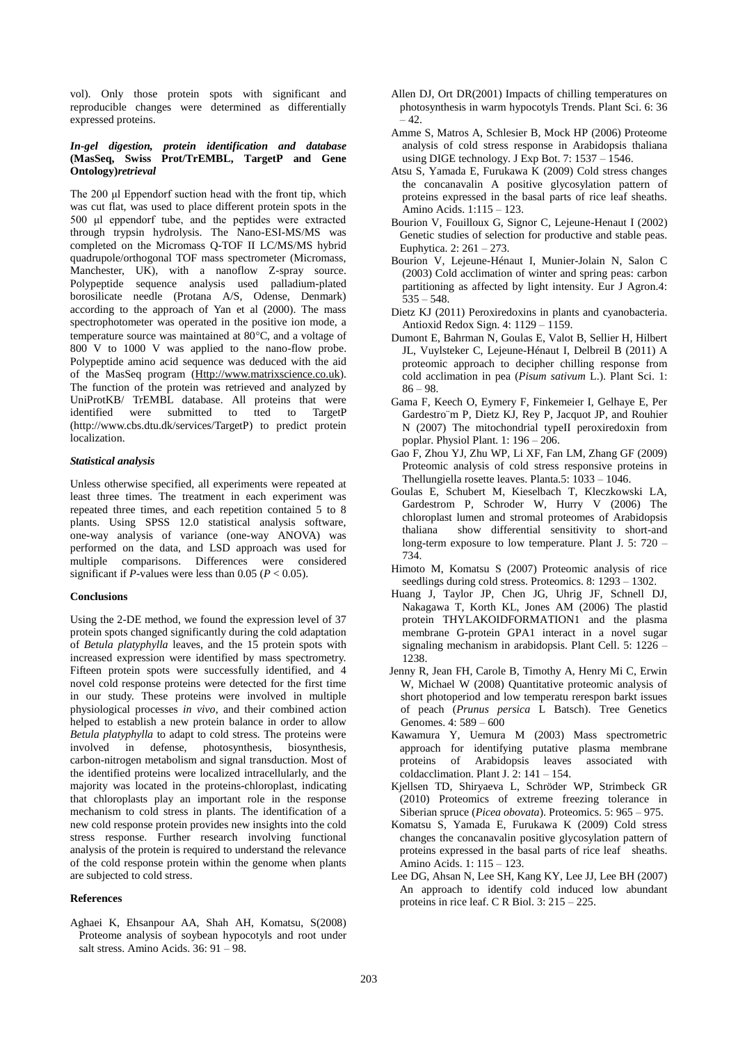vol). Only those protein spots with significant and reproducible changes were determined as differentially expressed proteins.

### *In-gel digestion, protein identification and database* **(MasSeq, Swiss Prot/TrEMBL, TargetP and Gene Ontology)***retrieval*

The 200 μl Eppendorf suction head with the front tip, which was cut flat, was used to place different protein spots in the 500 μl eppendorf tube, and the peptides were extracted through trypsin hydrolysis. The Nano-ESI-MS/MS was completed on the Micromass Q-TOF II LC/MS/MS hybrid quadrupole/orthogonal TOF mass spectrometer (Micromass, Manchester, UK), with a nanoflow Z-spray source. Polypeptide sequence analysis used palladium-plated borosilicate needle (Protana A/S, Odense, Denmark) according to the approach of Yan et al (2000). The mass spectrophotometer was operated in the positive ion mode, a temperature source was maintained at 80°C, and a voltage of 800 V to 1000 V was applied to the nano-flow probe. Polypeptide amino acid sequence was deduced with the aid of the MasSeq program (Http://www.matrixscience.co.uk). The function of the protein was retrieved and analyzed by UniProtKB/ TrEMBL database. All proteins that were identified were submitted to tted to TargetP (http://www.cbs.dtu.dk/services/TargetP) to predict protein localization.

### *Statistical analysis*

Unless otherwise specified, all experiments were repeated at least three times. The treatment in each experiment was repeated three times, and each repetition contained 5 to 8 plants. Using SPSS 12.0 statistical analysis software, one-way analysis of variance (one-way ANOVA) was performed on the data, and LSD approach was used for multiple comparisons. Differences were considered significant if *P*-values were less than 0.05 ($P < 0.05$).

### **Conclusions**

Using the 2-DE method, we found the expression level of 37 protein spots changed significantly during the cold adaptation of *Betula platyphylla* leaves, and the 15 protein spots with increased expression were identified by mass spectrometry. Fifteen protein spots were successfully identified, and 4 novel cold response proteins were detected for the first time in our study. These proteins were involved in multiple physiological processes *in vivo*, and their combined action helped to establish a new protein balance in order to allow *Betula platyphylla* to adapt to cold stress. The proteins were involved in defense, photosynthesis, biosynthesis, carbon-nitrogen metabolism and signal transduction. Most of the identified proteins were localized intracellularly, and the majority was located in the proteins-chloroplast, indicating that chloroplasts play an important role in the response mechanism to cold stress in plants. The identification of a new cold response protein provides new insights into the cold stress response. Further research involving functional analysis of the protein is required to understand the relevance of the cold response protein within the genome when plants are subjected to cold stress.

### **References**

Aghaei K, Ehsanpour AA, Shah AH, Komatsu, S(2008) Proteome analysis of soybean hypocotyls and root under salt stress. Amino Acids. 36: 91 – 98.

Allen DJ, Ort DR(2001) Impacts of chilling temperatures on photosynthesis in warm hypocotyls Trends. Plant Sci. 6: 36 – 42.

Amme S, Matros A, Schlesier B, Mock HP (2006) Proteome analysis of cold stress response in Arabidopsis thaliana using DIGE technology. J Exp Bot. 7: 1537 – 1546.

Atsu S, Yamada E, Furukawa K (2009) Cold stress changes the concanavalin A positive glycosylation pattern of proteins expressed in the basal parts of rice leaf sheaths. Amino Acids. 1:115 – 123.

Bourion V, Fouilloux G, Signor C, Lejeune-Henaut I (2002) Genetic studies of selection for productive and stable peas. Euphytica. 2: 261 – 273.

Bourion V, Lejeune-Hénaut I, Munier-Jolain N, Salon C (2003) Cold acclimation of winter and spring peas: carbon partitioning as affected by light intensity. Eur J Agron.4: 535 – 548.

Dietz KJ (2011) Peroxiredoxins in plants and cyanobacteria. Antioxid Redox Sign. 4: 1129 – 1159.

Dumont E, Bahrman N, Goulas E, Valot B, Sellier H, Hilbert JL, Vuylsteker C, Lejeune-Hénaut I, Delbreil B (2011) A proteomic approach to decipher chilling response from cold acclimation in pea (*Pisum sativum* L.). Plant Sci. 1: 86 – 98.

Gama F, Keech O, Eymery F, Finkemeier I, Gelhaye E, Per Gardestro¨m P, Dietz KJ, Rey P, Jacquot JP, and Rouhier N (2007) The mitochondrial typeII peroxiredoxin from poplar. Physiol Plant. 1: 196 – 206.

Gao F, Zhou YJ, Zhu WP, Li XF, Fan LM, Zhang GF (2009) Proteomic analysis of cold stress responsive proteins in Thellungiella rosette leaves. Planta.5: 1033 – 1046.

Goulas E, Schubert M, Kieselbach T, Kleczkowski LA, Gardestrom P, Schroder W, Hurry V (2006) The chloroplast lumen and stromal proteomes of Arabidopsis thaliana show differential sensitivity to short-and long-term exposure to low temperature. Plant J. 5: 720 – 734.

Himoto M, Komatsu S (2007) Proteomic analysis of rice seedlings during cold stress. Proteomics. 8: 1293 – 1302.

Huang J, Taylor JP, Chen JG, Uhrig JF, Schnell DJ, Nakagawa T, Korth KL, Jones AM (2006) The plastid protein THYLAKOIDFORMATION1 and the plasma membrane G-protein GPA1 interact in a novel sugar signaling mechanism in arabidopsis. Plant Cell. 5: 1226 – 1238.

Jenny R, Jean FH, Carole B, Timothy A, Henry Mi C, Erwin W, Michael W (2008) Quantitative proteomic analysis of short photoperiod and low temperatu rerespon barkt issues of peach (*Prunus persica* L Batsch). Tree Genetics Genomes. 4: 589 – 600

Kawamura Y, Uemura M (2003) Mass spectrometric approach for identifying putative plasma membrane proteins of Arabidopsis leaves associated with coldacclimation. Plant J. 2: 141 – 154.

Kjellsen TD, Shiryaeva L, Schröder WP, Strimbeck GR (2010) Proteomics of extreme freezing tolerance in Siberian spruce (*Picea obovata*). Proteomics. 5: 965 – 975.

Komatsu S, Yamada E, Furukawa K (2009) Cold stress changes the concanavalin positive glycosylation pattern of proteins expressed in the basal parts of rice leaf sheaths. Amino Acids. 1: 115 – 123.

Lee DG, Ahsan N, Lee SH, Kang KY, Lee JJ, Lee BH (2007) An approach to identify cold induced low abundant proteins in rice leaf. C R Biol. 3: 215 – 225.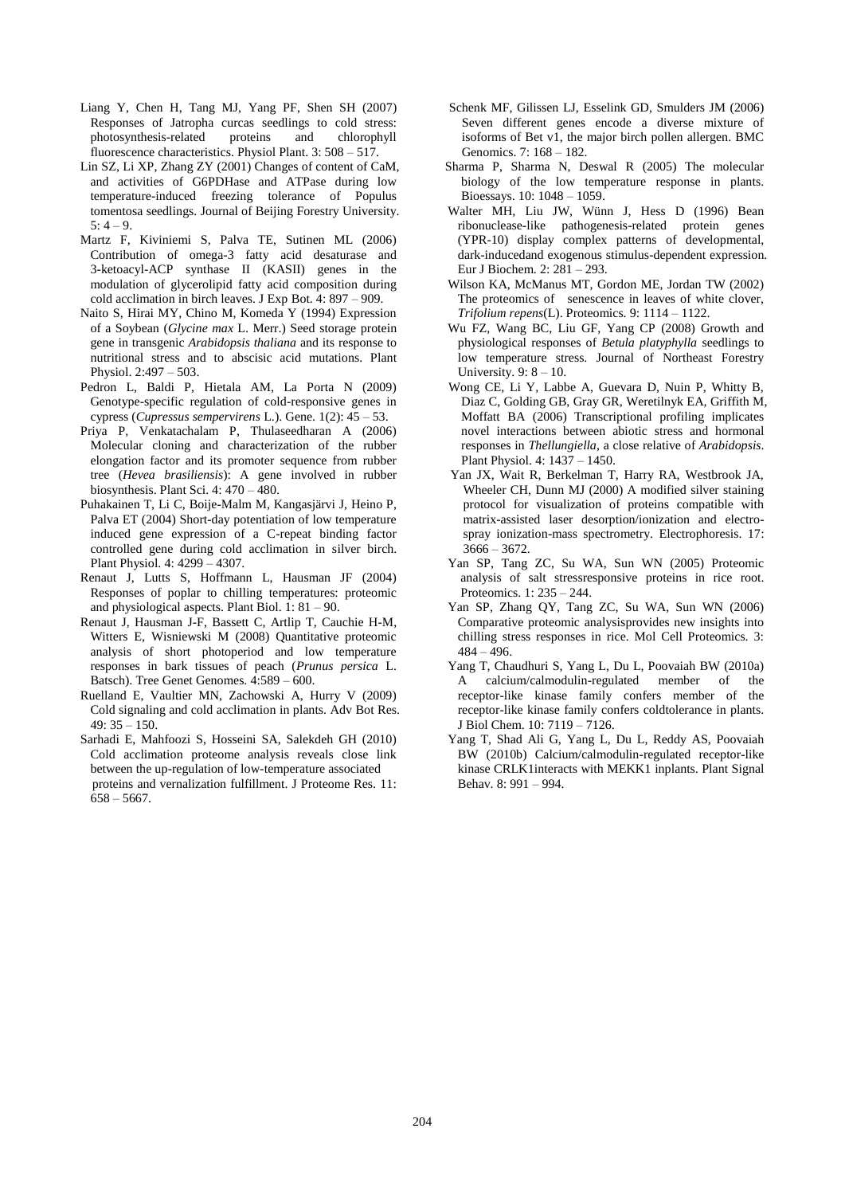Liang Y, Chen H, Tang MJ, Yang PF, Shen SH (2007) Responses of Jatropha curcas seedlings to cold stress: photosynthesis-related proteins and chlorophyll fluorescence characteristics. Physiol Plant. 3: 508 – 517.

Lin SZ, Li XP, Zhang ZY (2001) Changes of content of CaM, and activities of G6PDHase and ATPase during low temperature-induced freezing tolerance of Populus tomentosa seedlings. Journal of Beijing Forestry University. 5: 4 – 9.

Martz F, Kiviniemi S, Palva TE, Sutinen ML (2006) Contribution of omega-3 fatty acid desaturase and 3-ketoacyl-ACP synthase II (KASII) genes in the modulation of glycerolipid fatty acid composition during cold acclimation in birch leaves. J Exp Bot. 4: 897 – 909.

Naito S, Hirai MY, Chino M, Komeda Y (1994) Expression of a Soybean (*Glycine max* L. Merr.) Seed storage protein gene in transgenic *Arabidopsis thaliana* and its response to nutritional stress and to abscisic acid mutations. Plant Physiol. 2:497 – 503.

Pedron L, Baldi P, Hietala AM, La Porta N (2009) Genotype-specific regulation of cold-responsive genes in cypress (*Cupressus sempervirens* L.). Gene. 1(2): 45 – 53.

Priya P, Venkatachalam P, Thulaseedharan A (2006) Molecular cloning and characterization of the rubber elongation factor and its promoter sequence from rubber tree (*Hevea brasiliensis*): A gene involved in rubber biosynthesis. Plant Sci. 4: 470 – 480.

Puhakainen T, Li C, Boije-Malm M, Kangasjärvi J, Heino P, Palva ET (2004) Short-day potentiation of low temperature induced gene expression of a C-repeat binding factor controlled gene during cold acclimation in silver birch. Plant Physiol. 4: 4299 – 4307.

Renaut J, Lutts S, Hoffmann L, Hausman JF (2004) Responses of poplar to chilling temperatures: proteomic and physiological aspects. Plant Biol. 1: 81 – 90.

Renaut J, Hausman J-F, Bassett C, Artlip T, Cauchie H-M, Witters E, Wisniewski M (2008) Quantitative proteomic analysis of short photoperiod and low temperature responses in bark tissues of peach (*Prunus persica* L. Batsch). Tree Genet Genomes. 4:589 – 600.

Ruelland E, Vaultier MN, Zachowski A, Hurry V (2009) Cold signaling and cold acclimation in plants. Adv Bot Res. 49: 35 – 150.

Sarhadi E, Mahfoozi S, Hosseini SA, Salekdeh GH (2010) Cold acclimation proteome analysis reveals close link between the up-regulation of low-temperature associated proteins and vernalization fulfillment. J Proteome Res. 11: 658 – 5667.

Schenk MF, Gilissen LJ, Esselink GD, Smulders JM (2006) Seven different genes encode a diverse mixture of isoforms of Bet v1, the major birch pollen allergen. BMC Genomics. 7: 168 – 182.

Sharma P, Sharma N, Deswal R (2005) The molecular biology of the low temperature response in plants. Bioessays. 10: 1048 – 1059.

Walter MH, Liu JW, Wünn J, Hess D (1996) Bean ribonuclease-like pathogenesis-related protein genes (YPR-10) display complex patterns of developmental, dark-inducedand exogenous stimulus-dependent expression. Eur J Biochem. 2: 281 – 293.

Wilson KA, McManus MT, Gordon ME, Jordan TW (2002) The proteomics of senescence in leaves of white clover, *Trifolium repens*(L). Proteomics. 9: 1114 – 1122.

Wu FZ, Wang BC, Liu GF, Yang CP (2008) Growth and physiological responses of *Betula platyphylla* seedlings to low temperature stress. Journal of Northeast Forestry University. 9: 8 – 10.

Wong CE, Li Y, Labbe A, Guevara D, Nuin P, Whitty B, Diaz C, Golding GB, Gray GR, Weretilnyk EA, Griffith M, Moffatt BA (2006) Transcriptional profiling implicates novel interactions between abiotic stress and hormonal responses in *Thellungiella*, a close relative of *Arabidopsis*. Plant Physiol. 4: 1437 – 1450.

Yan JX, Wait R, Berkelman T, Harry RA, Westbrook JA, Wheeler CH, Dunn MJ (2000) A modified silver staining protocol for visualization of proteins compatible with matrix-assisted laser desorption/ionization and electro-spray ionization-mass spectrometry. Electrophoresis. 17: 3666 – 3672.

Yan SP, Tang ZC, Su WA, Sun WN (2005) Proteomic analysis of salt stressresponsive proteins in rice root. Proteomics. 1: 235 – 244.

Yan SP, Zhang QY, Tang ZC, Su WA, Sun WN (2006) Comparative proteomic analysisprovides new insights into chilling stress responses in rice. Mol Cell Proteomics. 3: 484 – 496.

Yang T, Chaudhuri S, Yang L, Du L, Poovaiah BW (2010a) A calcium/calmodulin-regulated member of the receptor-like kinase family confers member of the receptor-like kinase family confers coldtolerance in plants. J Biol Chem. 10: 7119 – 7126.

Yang T, Shad Ali G, Yang L, Du L, Reddy AS, Poovaiah BW (2010b) Calcium/calmodulin-regulated receptor-like kinase CRLK1interacts with MEKK1 inplants. Plant Signal Behav. 8: 991 – 994.